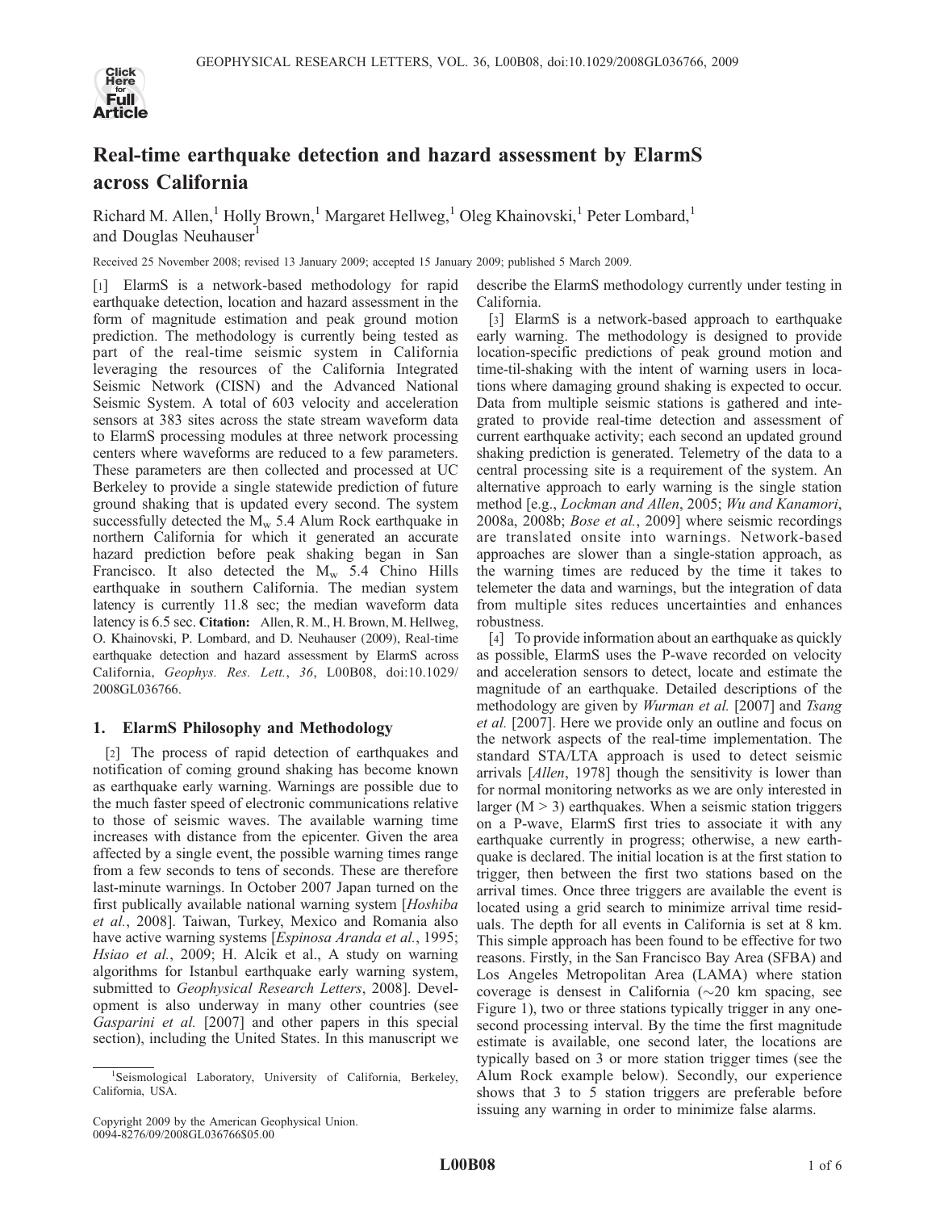# Real-time earthquake detection and hazard assessment by ElarmS across California

Richard M. Allen,[1] Holly Brown,[1] Margaret Hellweg,[1] Oleg Khainovski,[1] Peter Lombard,[1] and Douglas Neuhauser[1]

Received 25 November 2008; revised 13 January 2009; accepted 15 January 2009; published 5 March 2009.

[1] ElarmS is a network-based methodology for rapid earthquake detection, location and hazard assessment in the form of magnitude estimation and peak ground motion prediction. The methodology is currently being tested as part of the real-time seismic system in California leveraging the resources of the California Integrated Seismic Network (CISN) and the Advanced National Seismic System. A total of 603 velocity and acceleration sensors at 383 sites across the state stream waveform data to ElarmS processing modules at three network processing centers where waveforms are reduced to a few parameters. These parameters are then collected and processed at UC Berkeley to provide a single statewide prediction of future ground shaking that is updated every second. The system successfully detected the $M_w$ 5.4 Alum Rock earthquake in northern California for which it generated an accurate hazard prediction before peak shaking began in San Francisco. It also detected the $M_w$ 5.4 Chino Hills earthquake in southern California. The median system latency is currently 11.8 sec; the median waveform data latency is 6.5 sec. **Citation:** Allen, R. M., H. Brown, M. Hellweg, O. Khainovski, P. Lombard, and D. Neuhauser (2009), Real-time earthquake detection and hazard assessment by ElarmS across California, *Geophys. Res. Lett.*, *36*, L00B08, doi:10.1029/2008GL036766.

## 1. ElarmS Philosophy and Methodology

[2] The process of rapid detection of earthquakes and notification of coming ground shaking has become known as earthquake early warning. Warnings are possible due to the much faster speed of electronic communications relative to those of seismic waves. The available warning time increases with distance from the epicenter. Given the area affected by a single event, the possible warning times range from a few seconds to tens of seconds. These are therefore last-minute warnings. In October 2007 Japan turned on the first publically available national warning system [*Hoshiba et al.*, 2008]. Taiwan, Turkey, Mexico and Romania also have active warning systems [*Espinosa Aranda et al.*, 1995; *Hsiao et al.*, 2009; H. Alcik et al., A study on warning algorithms for Istanbul earthquake early warning system, submitted to *Geophysical Research Letters*, 2008]. Development is also underway in many other countries (see *Gasparini et al.* [2007] and other papers in this special section), including the United States. In this manuscript we describe the ElarmS methodology currently under testing in California.

[3] ElarmS is a network-based approach to earthquake early warning. The methodology is designed to provide location-specific predictions of peak ground motion and time-til-shaking with the intent of warning users in locations where damaging ground shaking is expected to occur. Data from multiple seismic stations is gathered and integrated to provide real-time detection and assessment of current earthquake activity; each second an updated ground shaking prediction is generated. Telemetry of the data to a central processing site is a requirement of the system. An alternative approach to early warning is the single station method [e.g., *Lockman and Allen*, 2005; *Wu and Kanamori*, 2008a, 2008b; *Bose et al.*, 2009] where seismic recordings are translated onsite into warnings. Network-based approaches are slower than a single-station approach, as the warning times are reduced by the time it takes to telemeter the data and warnings, but the integration of data from multiple sites reduces uncertainties and enhances robustness.

[4] To provide information about an earthquake as quickly as possible, ElarmS uses the P-wave recorded on velocity and acceleration sensors to detect, locate and estimate the magnitude of an earthquake. Detailed descriptions of the methodology are given by *Wurman et al.* [2007] and *Tsang et al.* [2007]. Here we provide only an outline and focus on the network aspects of the real-time implementation. The standard STA/LTA approach is used to detect seismic arrivals [*Allen*, 1978] though the sensitivity is lower than for normal monitoring networks as we are only interested in larger (M > 3) earthquakes. When a seismic station triggers on a P-wave, ElarmS first tries to associate it with any earthquake currently in progress; otherwise, a new earthquake is declared. The initial location is at the first station to trigger, then between the first two stations based on the arrival times. Once three triggers are available the event is located using a grid search to minimize arrival time residuals. The depth for all events in California is set at 8 km. This simple approach has been found to be effective for two reasons. Firstly, in the San Francisco Bay Area (SFBA) and Los Angeles Metropolitan Area (LAMA) where station coverage is densest in California (~20 km spacing, see Figure 1), two or three stations typically trigger in any one-second processing interval. By the time the first magnitude estimate is available, one second later, the locations are typically based on 3 or more station trigger times (see the Alum Rock example below). Secondly, our experience shows that 3 to 5 station triggers are preferable before issuing any warning in order to minimize false alarms.

[1]Seismological Laboratory, University of California, Berkeley, California, USA.

Copyright 2009 by the American Geophysical Union.
0094-8276/09/2008GL036766$05.00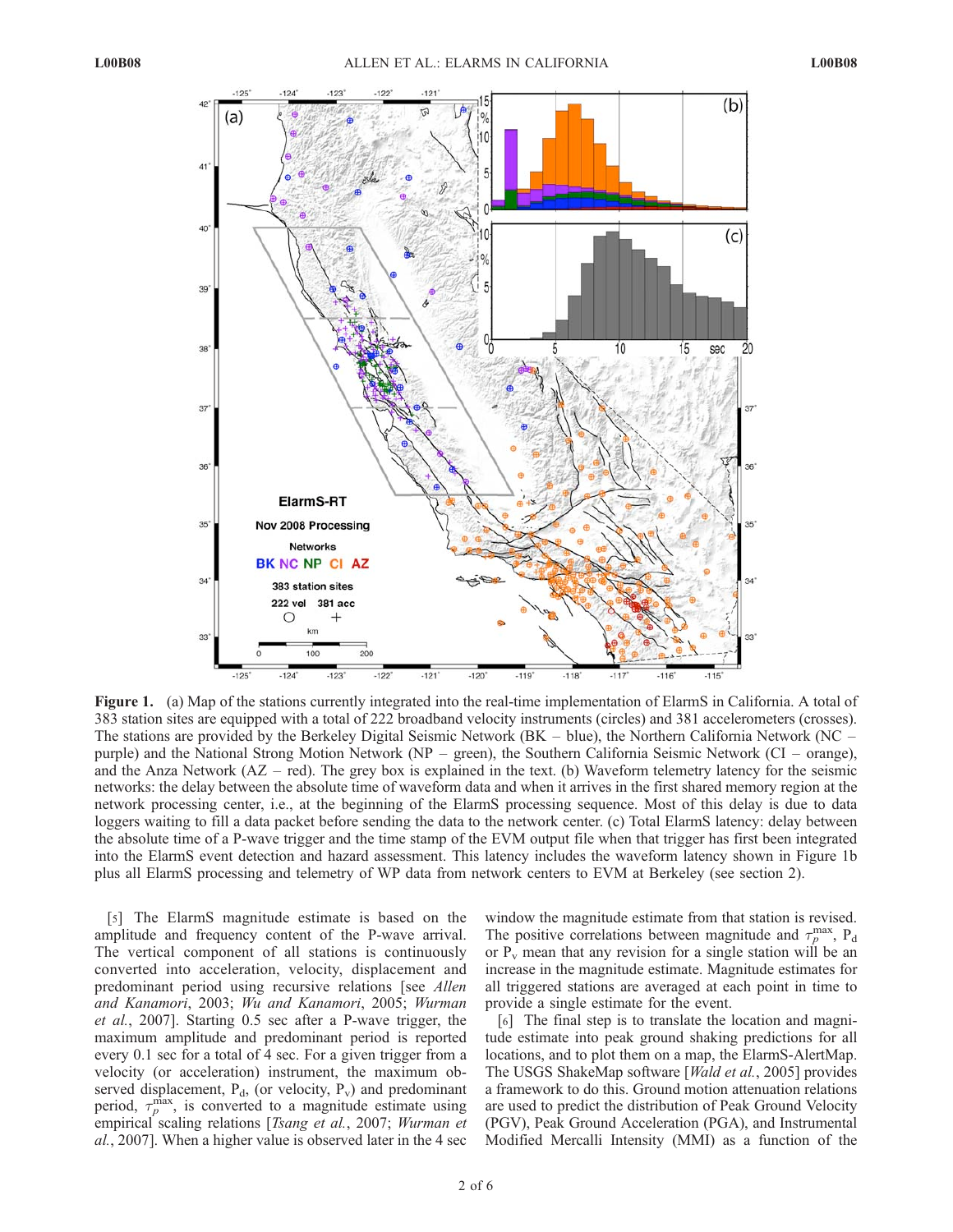**Figure 1.** (a) Map of the stations currently integrated into the real-time implementation of ElarmS in California. A total of 383 station sites are equipped with a total of 222 broadband velocity instruments (circles) and 381 accelerometers (crosses). The stations are provided by the Berkeley Digital Seismic Network (BK – blue), the Northern California Network (NC – purple) and the National Strong Motion Network (NP – green), the Southern California Seismic Network (CI – orange), and the Anza Network (AZ – red). The grey box is explained in the text. (b) Waveform telemetry latency for the seismic networks: the delay between the absolute time of waveform data and when it arrives in the first shared memory region at the network processing center, i.e., at the beginning of the ElarmS processing sequence. Most of this delay is due to data loggers waiting to fill a data packet before sending the data to the network center. (c) Total ElarmS latency: delay between the absolute time of a P-wave trigger and the time stamp of the EVM output file when that trigger has first been integrated into the ElarmS event detection and hazard assessment. This latency includes the waveform latency shown in Figure 1b plus all ElarmS processing and telemetry of WP data from network centers to EVM at Berkeley (see section 2).

[5] The ElarmS magnitude estimate is based on the amplitude and frequency content of the P-wave arrival. The vertical component of all stations is continuously converted into acceleration, velocity, displacement and predominant period using recursive relations [see *Allen and Kanamori*, 2003; *Wu and Kanamori*, 2005; *Wurman et al.*, 2007]. Starting 0.5 sec after a P-wave trigger, the maximum amplitude and predominant period is reported every 0.1 sec for a total of 4 sec. For a given trigger from a velocity (or acceleration) instrument, the maximum observed displacement, $P_d$, (or velocity, $P_v$) and predominant period, $\tau_p^{max}$, is converted to a magnitude estimate using empirical scaling relations [*Tsang et al.*, 2007; *Wurman et al.*, 2007]. When a higher value is observed later in the 4 sec window the magnitude estimate from that station is revised. The positive correlations between magnitude and $\tau_p^{max}$, $P_d$ or $P_v$ mean that any revision for a single station will be an increase in the magnitude estimate. Magnitude estimates for all triggered stations are averaged at each point in time to provide a single estimate for the event.

[6] The final step is to translate the location and magnitude estimate into peak ground shaking predictions for all locations, and to plot them on a map, the ElarmS-AlertMap. The USGS ShakeMap software [*Wald et al.*, 2005] provides a framework to do this. Ground motion attenuation relations are used to predict the distribution of Peak Ground Velocity (PGV), Peak Ground Acceleration (PGA), and Instrumental Modified Mercalli Intensity (MMI) as a function of the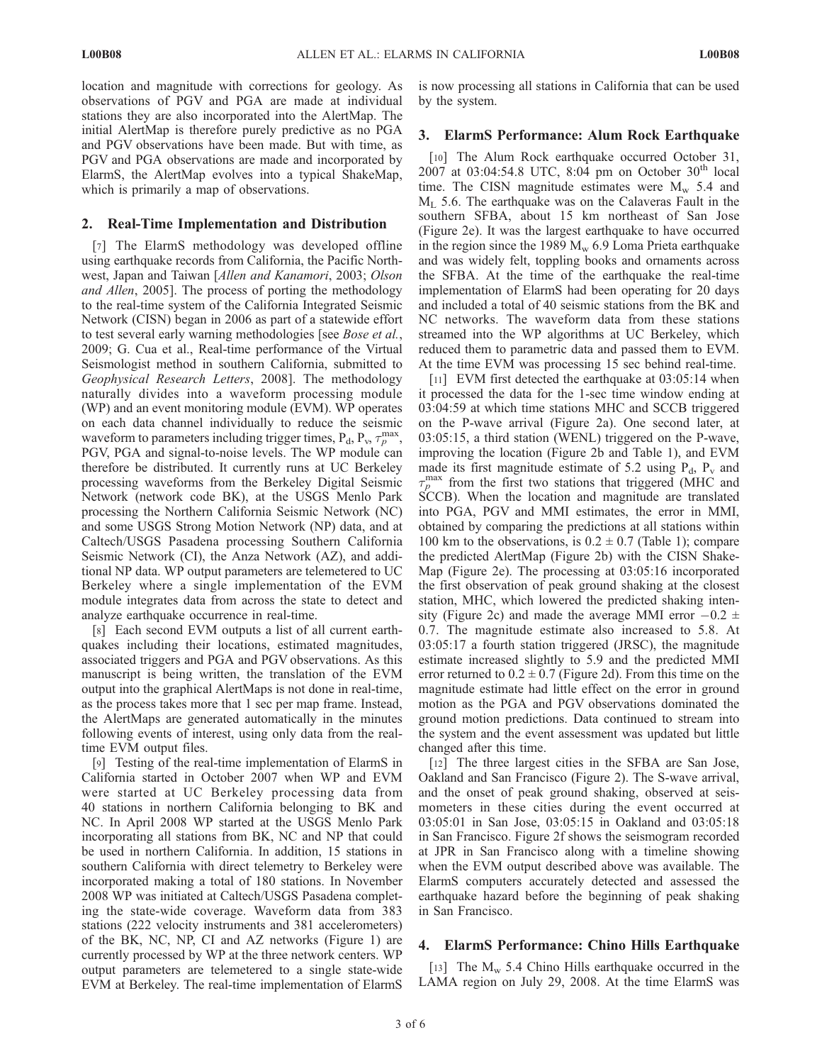location and magnitude with corrections for geology. As observations of PGV and PGA are made at individual stations they are also incorporated into the AlertMap. The initial AlertMap is therefore purely predictive as no PGA and PGV observations have been made. But with time, as PGV and PGA observations are made and incorporated by ElarmS, the AlertMap evolves into a typical ShakeMap, which is primarily a map of observations.

## 2. Real-Time Implementation and Distribution

[7] The ElarmS methodology was developed offline using earthquake records from California, the Pacific Northwest, Japan and Taiwan [*Allen and Kanamori*, 2003; *Olson and Allen*, 2005]. The process of porting the methodology to the real-time system of the California Integrated Seismic Network (CISN) began in 2006 as part of a statewide effort to test several early warning methodologies [see *Bose et al.*, 2009; G. Cua et al., Real-time performance of the Virtual Seismologist method in southern California, submitted to *Geophysical Research Letters*, 2008]. The methodology naturally divides into a waveform processing module (WP) and an event monitoring module (EVM). WP operates on each data channel individually to reduce the seismic waveform to parameters including trigger times, $P_d$, $P_v$, $\tau_p^{max}$, PGV, PGA and signal-to-noise levels. The WP module can therefore be distributed. It currently runs at UC Berkeley processing waveforms from the Berkeley Digital Seismic Network (network code BK), at the USGS Menlo Park processing the Northern California Seismic Network (NC) and some USGS Strong Motion Network (NP) data, and at Caltech/USGS Pasadena processing Southern California Seismic Network (CI), the Anza Network (AZ), and additional NP data. WP output parameters are telemetered to UC Berkeley where a single implementation of the EVM module integrates data from across the state to detect and analyze earthquake occurrence in real-time.

[8] Each second EVM outputs a list of all current earthquakes including their locations, estimated magnitudes, associated triggers and PGA and PGV observations. As this manuscript is being written, the translation of the EVM output into the graphical AlertMaps is not done in real-time, as the process takes more that 1 sec per map frame. Instead, the AlertMaps are generated automatically in the minutes following events of interest, using only data from the real-time EVM output files.

[9] Testing of the real-time implementation of ElarmS in California started in October 2007 when WP and EVM were started at UC Berkeley processing data from 40 stations in northern California belonging to BK and NC. In April 2008 WP started at the USGS Menlo Park incorporating all stations from BK, NC and NP that could be used in northern California. In addition, 15 stations in southern California with direct telemetry to Berkeley were incorporated making a total of 180 stations. In November 2008 WP was initiated at Caltech/USGS Pasadena completing the state-wide coverage. Waveform data from 383 stations (222 velocity instruments and 381 accelerometers) of the BK, NC, NP, CI and AZ networks (Figure 1) are currently processed by WP at the three network centers. WP output parameters are telemetered to a single state-wide EVM at Berkeley. The real-time implementation of ElarmS is now processing all stations in California that can be used by the system.

## 3. ElarmS Performance: Alum Rock Earthquake

[10] The Alum Rock earthquake occurred October 31, 2007 at 03:04:54.8 UTC, 8:04 pm on October 30th local time. The CISN magnitude estimates were $M_w$ 5.4 and $M_L$ 5.6. The earthquake was on the Calaveras Fault in the southern SFBA, about 15 km northeast of San Jose (Figure 2e). It was the largest earthquake to have occurred in the region since the 1989 $M_w$ 6.9 Loma Prieta earthquake and was widely felt, toppling books and ornaments across the SFBA. At the time of the earthquake the real-time implementation of ElarmS had been operating for 20 days and included a total of 40 seismic stations from the BK and NC networks. The waveform data from these stations streamed into the WP algorithms at UC Berkeley, which reduced them to parametric data and passed them to EVM. At the time EVM was processing 15 sec behind real-time.

[11] EVM first detected the earthquake at 03:05:14 when it processed the data for the 1-sec time window ending at 03:04:59 at which time stations MHC and SCCB triggered on the P-wave arrival (Figure 2a). One second later, at 03:05:15, a third station (WENL) triggered on the P-wave, improving the location (Figure 2b and Table 1), and EVM made its first magnitude estimate of 5.2 using $P_d$, $P_v$ and $\tau_p^{max}$ from the first two stations that triggered (MHC and SCCB). When the location and magnitude are translated into PGA, PGV and MMI estimates, the error in MMI, obtained by comparing the predictions at all stations within 100 km to the observations, is $0.2 \pm 0.7$ (Table 1); compare the predicted AlertMap (Figure 2b) with the CISN ShakeMap (Figure 2e). The processing at 03:05:16 incorporated the first observation of peak ground shaking at the closest station, MHC, which lowered the predicted shaking intensity (Figure 2c) and made the average MMI error $-0.2 \pm 0.7$. The magnitude estimate also increased to 5.8. At 03:05:17 a fourth station triggered (JRSC), the magnitude estimate increased slightly to 5.9 and the predicted MMI error returned to $0.2 \pm 0.7$ (Figure 2d). From this time on the magnitude estimate had little effect on the error in ground motion as the PGA and PGV observations dominated the ground motion predictions. Data continued to stream into the system and the event assessment was updated but little changed after this time.

[12] The three largest cities in the SFBA are San Jose, Oakland and San Francisco (Figure 2). The S-wave arrival, and the onset of peak ground shaking, observed at seismometers in these cities during the event occurred at 03:05:01 in San Jose, 03:05:15 in Oakland and 03:05:18 in San Francisco. Figure 2f shows the seismogram recorded at JPR in San Francisco along with a timeline showing when the EVM output described above was available. The ElarmS computers accurately detected and assessed the earthquake hazard before the beginning of peak shaking in San Francisco.

## 4. ElarmS Performance: Chino Hills Earthquake

[13] The $M_w$ 5.4 Chino Hills earthquake occurred in the LAMA region on July 29, 2008. At the time ElarmS was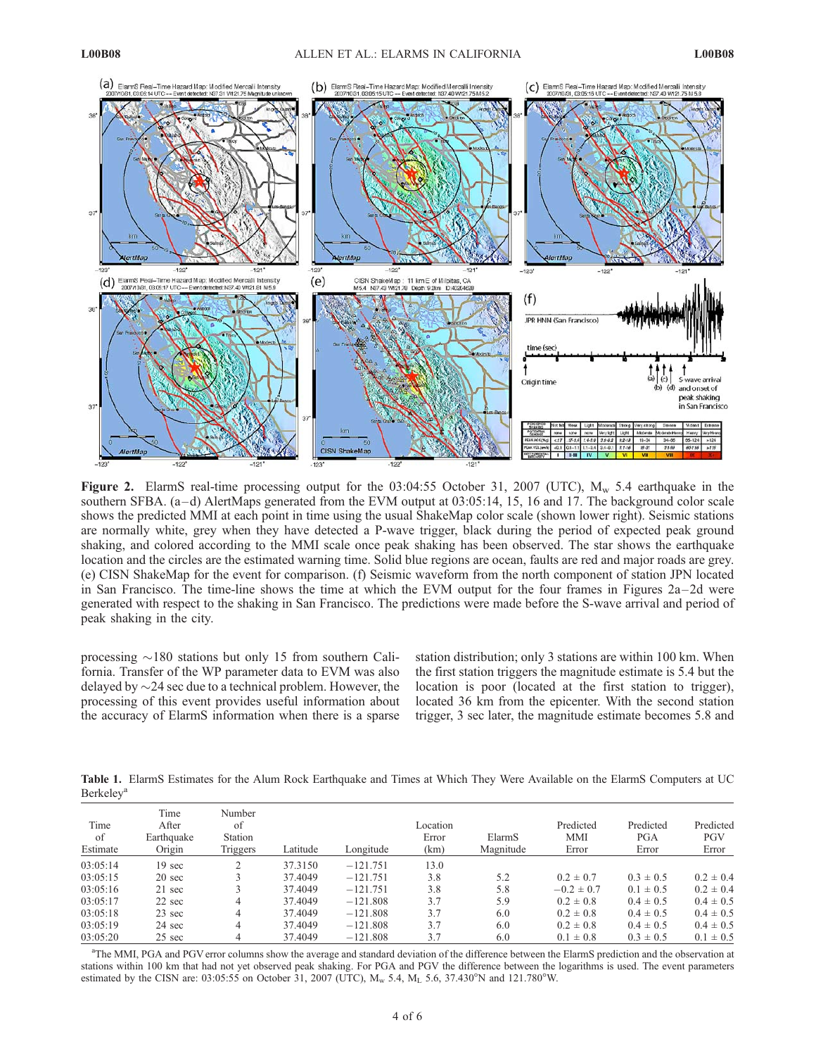**Figure 2.** ElarmS real-time processing output for the 03:04:55 October 31, 2007 (UTC), $M_w$ 5.4 earthquake in the southern SFBA. (a–d) AlertMaps generated from the EVM output at 03:05:14, 15, 16 and 17. The background color scale shows the predicted MMI at each point in time using the usual ShakeMap color scale (shown lower right). Seismic stations are normally white, grey when they have detected a P-wave trigger, black during the period of expected peak ground shaking, and colored according to the MMI scale once peak shaking has been observed. The star shows the earthquake location and the circles are the estimated warning time. Solid blue regions are ocean, faults are red and major roads are grey. (e) CISN ShakeMap for the event for comparison. (f) Seismic waveform from the north component of station JPN located in San Francisco. The time-line shows the time at which the EVM output for the four frames in Figures 2a–2d were generated with respect to the shaking in San Francisco. The predictions were made before the S-wave arrival and period of peak shaking in the city.

processing ~180 stations but only 15 from southern California. Transfer of the WP parameter data to EVM was also delayed by ~24 sec due to a technical problem. However, the processing of this event provides useful information about the accuracy of ElarmS information when there is a sparse station distribution; only 3 stations are within 100 km. When the first station triggers the magnitude estimate is 5.4 but the location is poor (located at the first station to trigger), located 36 km from the epicenter. With the second station trigger, 3 sec later, the magnitude estimate becomes 5.8 and

**Table 1.** ElarmS Estimates for the Alum Rock Earthquake and Times at Which They Were Available on the ElarmS Computers at UC Berkeley[a]

| Time of Estimate | Time After Earthquake Origin | Number of Station Triggers | Latitude | Longitude | Location Error (km) | ElarmS Magnitude | Predicted MMI Error | Predicted PGA Error | Predicted PGV Error |
|---|---|---|---|---|---|---|---|---|---|
| 03:05:14 | 19 sec | 2 | 37.3150 | −121.751 | 13.0 | | | | |
| 03:05:15 | 20 sec | 3 | 37.4049 | −121.751 | 3.8 | 5.2 | 0.2 ± 0.7 | 0.3 ± 0.5 | 0.2 ± 0.4 |
| 03:05:16 | 21 sec | 3 | 37.4049 | −121.751 | 3.8 | 5.8 | −0.2 ± 0.7 | 0.1 ± 0.5 | 0.2 ± 0.4 |
| 03:05:17 | 22 sec | 4 | 37.4049 | −121.808 | 3.7 | 5.9 | 0.2 ± 0.8 | 0.4 ± 0.5 | 0.4 ± 0.5 |
| 03:05:18 | 23 sec | 4 | 37.4049 | −121.808 | 3.7 | 6.0 | 0.2 ± 0.8 | 0.4 ± 0.5 | 0.4 ± 0.5 |
| 03:05:19 | 24 sec | 4 | 37.4049 | −121.808 | 3.7 | 6.0 | 0.2 ± 0.8 | 0.4 ± 0.5 | 0.4 ± 0.5 |
| 03:05:20 | 25 sec | 4 | 37.4049 | −121.808 | 3.7 | 6.0 | 0.1 ± 0.8 | 0.3 ± 0.5 | 0.1 ± 0.5 |

[a]The MMI, PGA and PGV error columns show the average and standard deviation of the difference between the ElarmS prediction and the observation at stations within 100 km that had not yet observed peak shaking. For PGA and PGV the difference between the logarithms is used. The event parameters estimated by the CISN are: 03:05:55 on October 31, 2007 (UTC), $M_w$ 5.4, $M_L$ 5.6, 37.430°N and 121.780°W.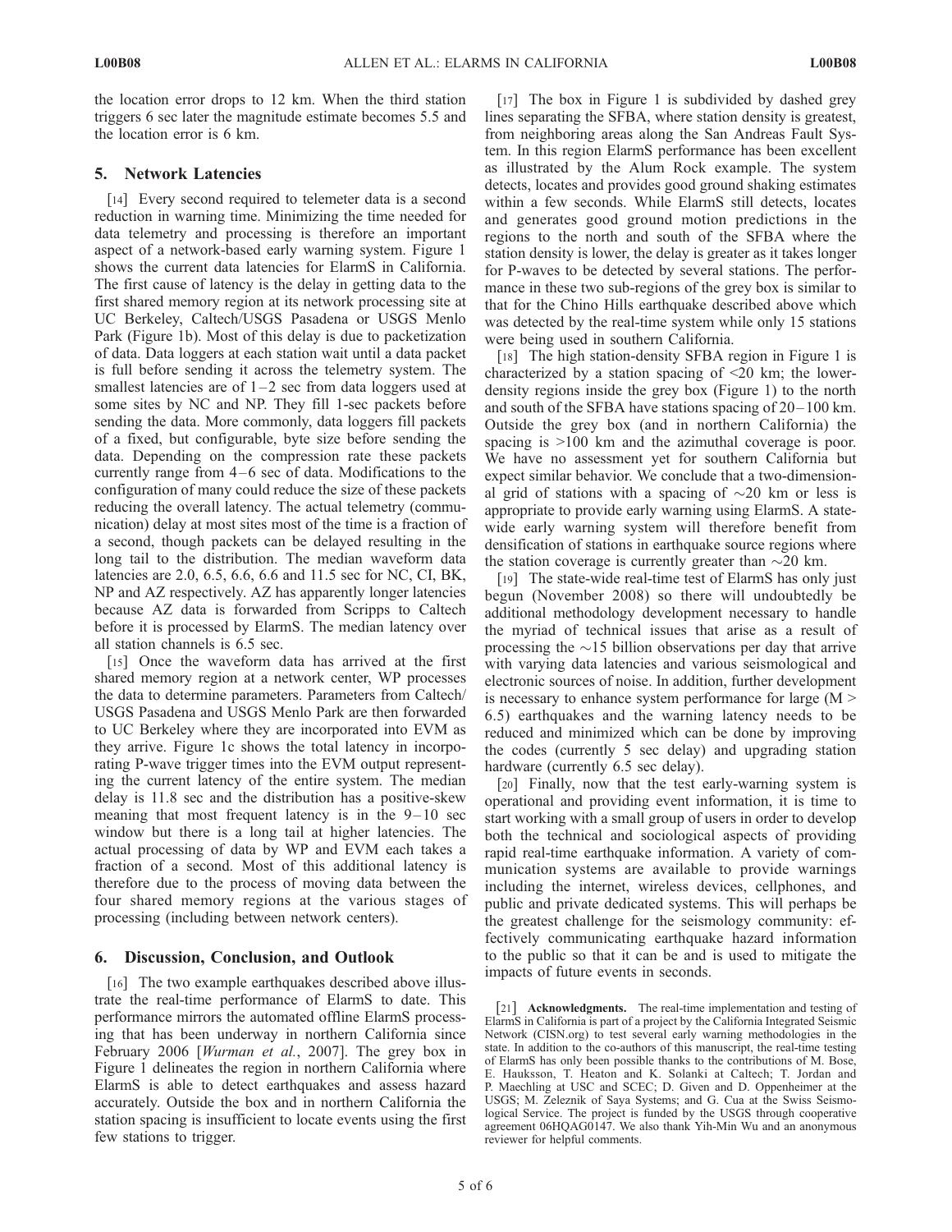the location error drops to 12 km. When the third station triggers 6 sec later the magnitude estimate becomes 5.5 and the location error is 6 km.

## 5. Network Latencies

[14] Every second required to telemeter data is a second reduction in warning time. Minimizing the time needed for data telemetry and processing is therefore an important aspect of a network-based early warning system. Figure 1 shows the current data latencies for ElarmS in California. The first cause of latency is the delay in getting data to the first shared memory region at its network processing site at UC Berkeley, Caltech/USGS Pasadena or USGS Menlo Park (Figure 1b). Most of this delay is due to packetization of data. Data loggers at each station wait until a data packet is full before sending it across the telemetry system. The smallest latencies are of 1–2 sec from data loggers used at some sites by NC and NP. They fill 1-sec packets before sending the data. More commonly, data loggers fill packets of a fixed, but configurable, byte size before sending the data. Depending on the compression rate these packets currently range from 4–6 sec of data. Modifications to the configuration of many could reduce the size of these packets reducing the overall latency. The actual telemetry (communication) delay at most sites most of the time is a fraction of a second, though packets can be delayed resulting in the long tail to the distribution. The median waveform data latencies are 2.0, 6.5, 6.6, 6.6 and 11.5 sec for NC, CI, BK, NP and AZ respectively. AZ has apparently longer latencies because AZ data is forwarded from Scripps to Caltech before it is processed by ElarmS. The median latency over all station channels is 6.5 sec.

[15] Once the waveform data has arrived at the first shared memory region at a network center, WP processes the data to determine parameters. Parameters from Caltech/USGS Pasadena and USGS Menlo Park are then forwarded to UC Berkeley where they are incorporated into EVM as they arrive. Figure 1c shows the total latency in incorporating P-wave trigger times into the EVM output representing the current latency of the entire system. The median delay is 11.8 sec and the distribution has a positive-skew meaning that most frequent latency is in the 9–10 sec window but there is a long tail at higher latencies. The actual processing of data by WP and EVM each takes a fraction of a second. Most of this additional latency is therefore due to the process of moving data between the four shared memory regions at the various stages of processing (including between network centers).

## 6. Discussion, Conclusion, and Outlook

[16] The two example earthquakes described above illustrate the real-time performance of ElarmS to date. This performance mirrors the automated offline ElarmS processing that has been underway in northern California since February 2006 [*Wurman et al.*, 2007]. The grey box in Figure 1 delineates the region in northern California where ElarmS is able to detect earthquakes and assess hazard accurately. Outside the box and in northern California the station spacing is insufficient to locate events using the first few stations to trigger.

[17] The box in Figure 1 is subdivided by dashed grey lines separating the SFBA, where station density is greatest, from neighboring areas along the San Andreas Fault System. In this region ElarmS performance has been excellent as illustrated by the Alum Rock example. The system detects, locates and provides good ground shaking estimates within a few seconds. While ElarmS still detects, locates and generates good ground motion predictions in the regions to the north and south of the SFBA where the station density is lower, the delay is greater as it takes longer for P-waves to be detected by several stations. The performance in these two sub-regions of the grey box is similar to that for the Chino Hills earthquake described above which was detected by the real-time system while only 15 stations were being used in southern California.

[18] The high station-density SFBA region in Figure 1 is characterized by a station spacing of <20 km; the lower-density regions inside the grey box (Figure 1) to the north and south of the SFBA have stations spacing of 20–100 km. Outside the grey box (and in northern California) the spacing is >100 km and the azimuthal coverage is poor. We have no assessment yet for southern California but expect similar behavior. We conclude that a two-dimensional grid of stations with a spacing of ~20 km or less is appropriate to provide early warning using ElarmS. A state-wide early warning system will therefore benefit from densification of stations in earthquake source regions where the station coverage is currently greater than ~20 km.

[19] The state-wide real-time test of ElarmS has only just begun (November 2008) so there will undoubtedly be additional methodology development necessary to handle the myriad of technical issues that arise as a result of processing the ~15 billion observations per day that arrive with varying data latencies and various seismological and electronic sources of noise. In addition, further development is necessary to enhance system performance for large (M > 6.5) earthquakes and the warning latency needs to be reduced and minimized which can be done by improving the codes (currently 5 sec delay) and upgrading station hardware (currently 6.5 sec delay).

[20] Finally, now that the test early-warning system is operational and providing event information, it is time to start working with a small group of users in order to develop both the technical and sociological aspects of providing rapid real-time earthquake information. A variety of communication systems are available to provide warnings including the internet, wireless devices, cellphones, and public and private dedicated systems. This will perhaps be the greatest challenge for the seismology community: effectively communicating earthquake hazard information to the public so that it can be and is used to mitigate the impacts of future events in seconds.

[21] **Acknowledgments.** The real-time implementation and testing of ElarmS in California is part of a project by the California Integrated Seismic Network (CISN.org) to test several early warning methodologies in the state. In addition to the co-authors of this manuscript, the real-time testing of ElarmS has only been possible thanks to the contributions of M. Bose, E. Hauksson, T. Heaton and K. Solanki at Caltech; T. Jordan and P. Maechling at USC and SCEC; D. Given and D. Oppenheimer at the USGS; M. Zeleznik of Saya Systems; and G. Cua at the Swiss Seismological Service. The project is funded by the USGS through cooperative agreement 06HQAG0147. We also thank Yih-Min Wu and an anonymous reviewer for helpful comments.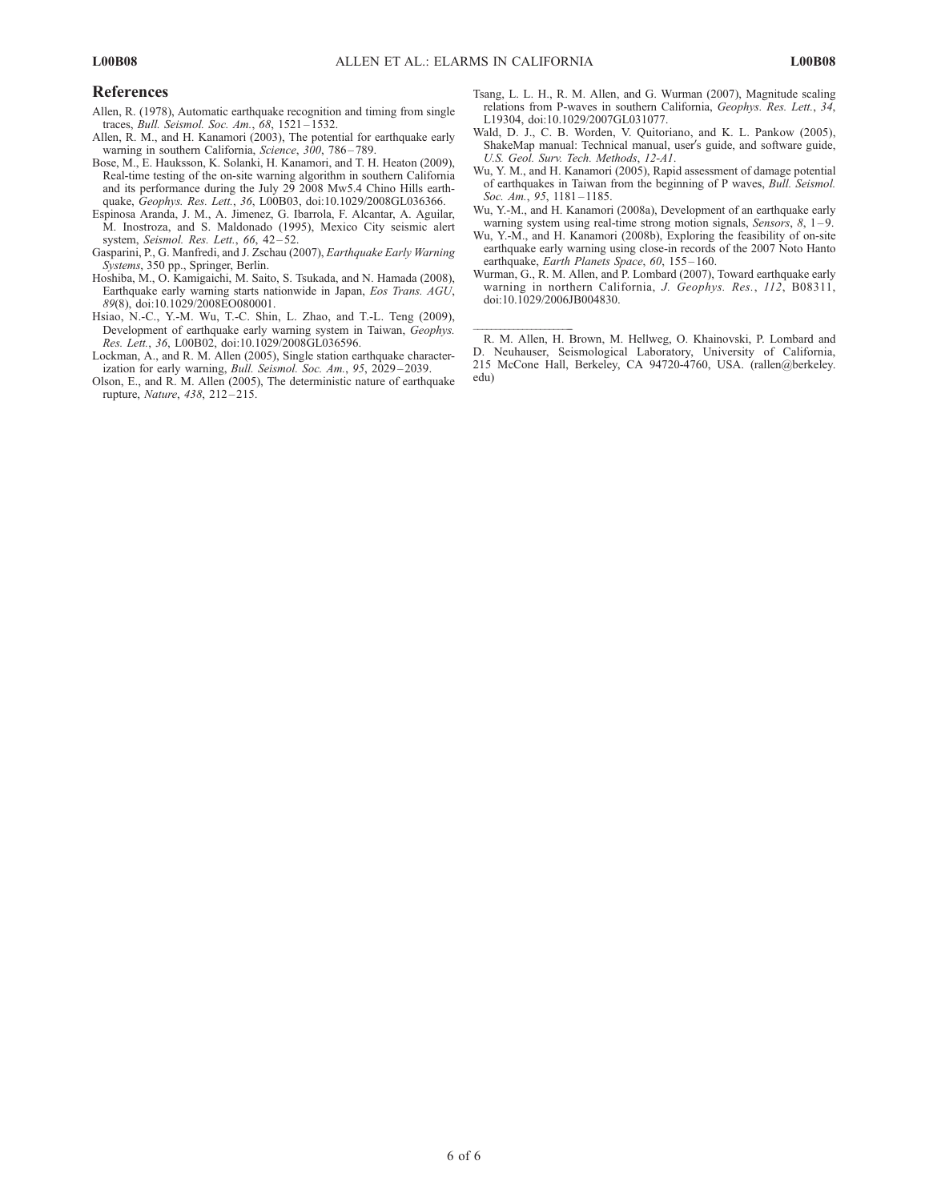## References

Allen, R. (1978), Automatic earthquake recognition and timing from single traces, *Bull. Seismol. Soc. Am.*, *68*, 1521–1532.

Allen, R. M., and H. Kanamori (2003), The potential for earthquake early warning in southern California, *Science*, *300*, 786–789.

Bose, M., E. Hauksson, K. Solanki, H. Kanamori, and T. H. Heaton (2009), Real-time testing of the on-site warning algorithm in southern California and its performance during the July 29 2008 Mw5.4 Chino Hills earthquake, *Geophys. Res. Lett.*, *36*, L00B03, doi:10.1029/2008GL036366.

Espinosa Aranda, J. M., A. Jimenez, G. Ibarrola, F. Alcantar, A. Aguilar, M. Inostroza, and S. Maldonado (1995), Mexico City seismic alert system, *Seismol. Res. Lett.*, *66*, 42–52.

Gasparini, P., G. Manfredi, and J. Zschau (2007), *Earthquake Early Warning Systems*, 350 pp., Springer, Berlin.

Hoshiba, M., O. Kamigaichi, M. Saito, S. Tsukada, and N. Hamada (2008), Earthquake early warning starts nationwide in Japan, *Eos Trans. AGU*, *89*(8), doi:10.1029/2008EO080001.

Hsiao, N.-C., Y.-M. Wu, T.-C. Shin, L. Zhao, and T.-L. Teng (2009), Development of earthquake early warning system in Taiwan, *Geophys. Res. Lett.*, *36*, L00B02, doi:10.1029/2008GL036596.

Lockman, A., and R. M. Allen (2005), Single station earthquake characterization for early warning, *Bull. Seismol. Soc. Am.*, *95*, 2029–2039.

Olson, E., and R. M. Allen (2005), The deterministic nature of earthquake rupture, *Nature*, *438*, 212–215.

Tsang, L. L. H., R. M. Allen, and G. Wurman (2007), Magnitude scaling relations from P-waves in southern California, *Geophys. Res. Lett.*, *34*, L19304, doi:10.1029/2007GL031077.

Wald, D. J., C. B. Worden, V. Quitoriano, and K. L. Pankow (2005), ShakeMap manual: Technical manual, user's guide, and software guide, *U.S. Geol. Surv. Tech. Methods*, *12-A1*.

Wu, Y. M., and H. Kanamori (2005), Rapid assessment of damage potential of earthquakes in Taiwan from the beginning of P waves, *Bull. Seismol. Soc. Am.*, *95*, 1181–1185.

Wu, Y.-M., and H. Kanamori (2008a), Development of an earthquake early warning system using real-time strong motion signals, *Sensors*, *8*, 1–9.

Wu, Y.-M., and H. Kanamori (2008b), Exploring the feasibility of on-site earthquake early warning using close-in records of the 2007 Noto Hanto earthquake, *Earth Planets Space*, *60*, 155–160.

Wurman, G., R. M. Allen, and P. Lombard (2007), Toward earthquake early warning in northern California, *J. Geophys. Res.*, *112*, B08311, doi:10.1029/2006JB004830.

---

R. M. Allen, H. Brown, M. Hellweg, O. Khainovski, P. Lombard and D. Neuhauser, Seismological Laboratory, University of California, 215 McCone Hall, Berkeley, CA 94720-4760, USA. (rallen@berkeley.edu)